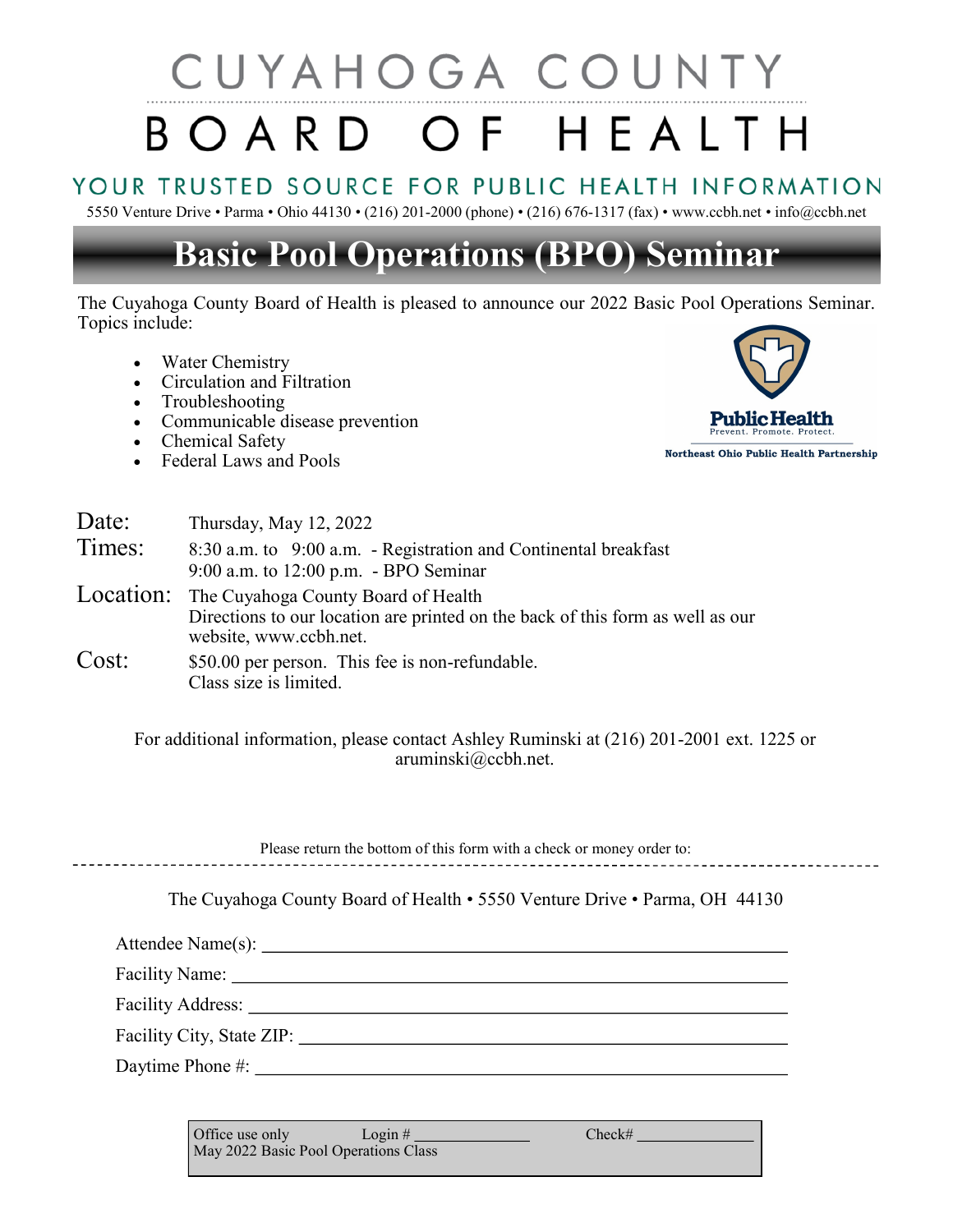# CUYAHOGA COUNTY BOARD OF HEALTH

YOUR TRUSTED SOURCE FOR PUBLIC HEALTH INFORMATION

5550 Venture Drive • Parma • Ohio 44130 • (216) 201-2000 (phone) • (216) 676-1317 (fax) • www.ccbh.net • info@ccbh.net

## Basic Pool Operations (BPO) Seminar

The Cuyahoga County Board of Health is pleased to announce our 2022 Basic Pool Operations Seminar. Topics include:

- Water Chemistry
- Circulation and Filtration
- Troubleshooting
- Communicable disease prevention
- Chemical Safety
- Federal Laws and Pools

Public Health
Prevent. Promote. Protect.
Northeast Ohio Public Health Partnership

**Date:** Thursday, May 12, 2022

**Times:** 8:30 a.m. to 9:00 a.m. - Registration and Continental breakfast
9:00 a.m. to 12:00 p.m. - BPO Seminar

**Location:** The Cuyahoga County Board of Health
Directions to our location are printed on the back of this form as well as our website, www.ccbh.net.

**Cost:** $50.00 per person. This fee is non-refundable.
Class size is limited.

For additional information, please contact Ashley Ruminski at (216) 201-2001 ext. 1225 or aruminski@ccbh.net.

Please return the bottom of this form with a check or money order to:

---

The Cuyahoga County Board of Health • 5550 Venture Drive • Parma, OH 44130

Attendee Name(s): ______________________________

Facility Name: ______________________________

Facility Address: ______________________________

Facility City, State ZIP: ______________________________

Daytime Phone #: ______________________________

| Office use only | Login # ____________ | Check# ____________ |
|---|---|---|
| May 2022 Basic Pool Operations Class | | |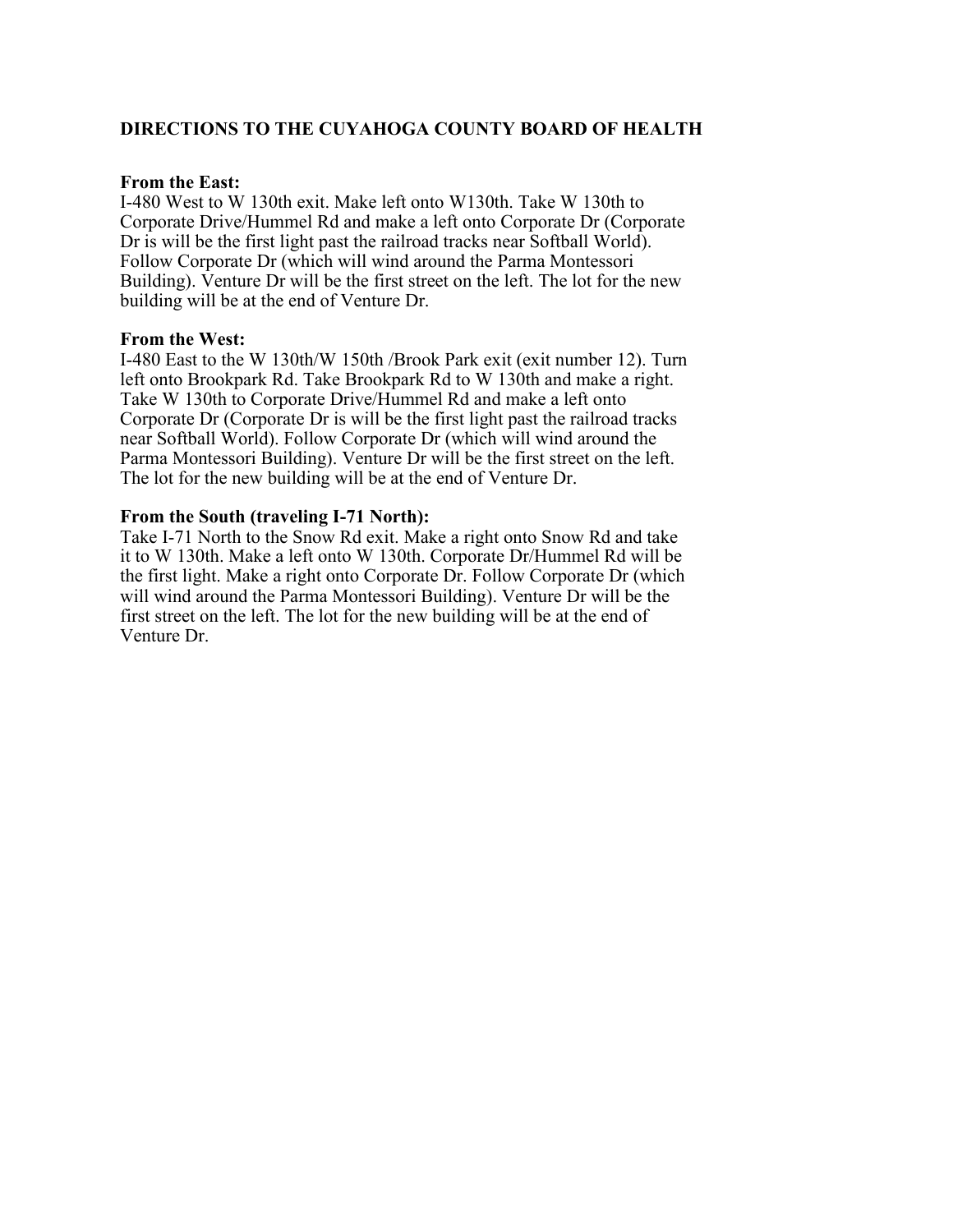**DIRECTIONS TO THE CUYAHOGA COUNTY BOARD OF HEALTH**

**From the East:**
I-480 West to W 130th exit. Make left onto W130th. Take W 130th to Corporate Drive/Hummel Rd and make a left onto Corporate Dr (Corporate Dr is will be the first light past the railroad tracks near Softball World). Follow Corporate Dr (which will wind around the Parma Montessori Building). Venture Dr will be the first street on the left. The lot for the new building will be at the end of Venture Dr.

**From the West:**
I-480 East to the W 130th/W 150th /Brook Park exit (exit number 12). Turn left onto Brookpark Rd. Take Brookpark Rd to W 130th and make a right. Take W 130th to Corporate Drive/Hummel Rd and make a left onto Corporate Dr (Corporate Dr is will be the first light past the railroad tracks near Softball World). Follow Corporate Dr (which will wind around the Parma Montessori Building). Venture Dr will be the first street on the left. The lot for the new building will be at the end of Venture Dr.

**From the South (traveling I-71 North):**
Take I-71 North to the Snow Rd exit. Make a right onto Snow Rd and take it to W 130th. Make a left onto W 130th. Corporate Dr/Hummel Rd will be the first light. Make a right onto Corporate Dr. Follow Corporate Dr (which will wind around the Parma Montessori Building). Venture Dr will be the first street on the left. The lot for the new building will be at the end of Venture Dr.